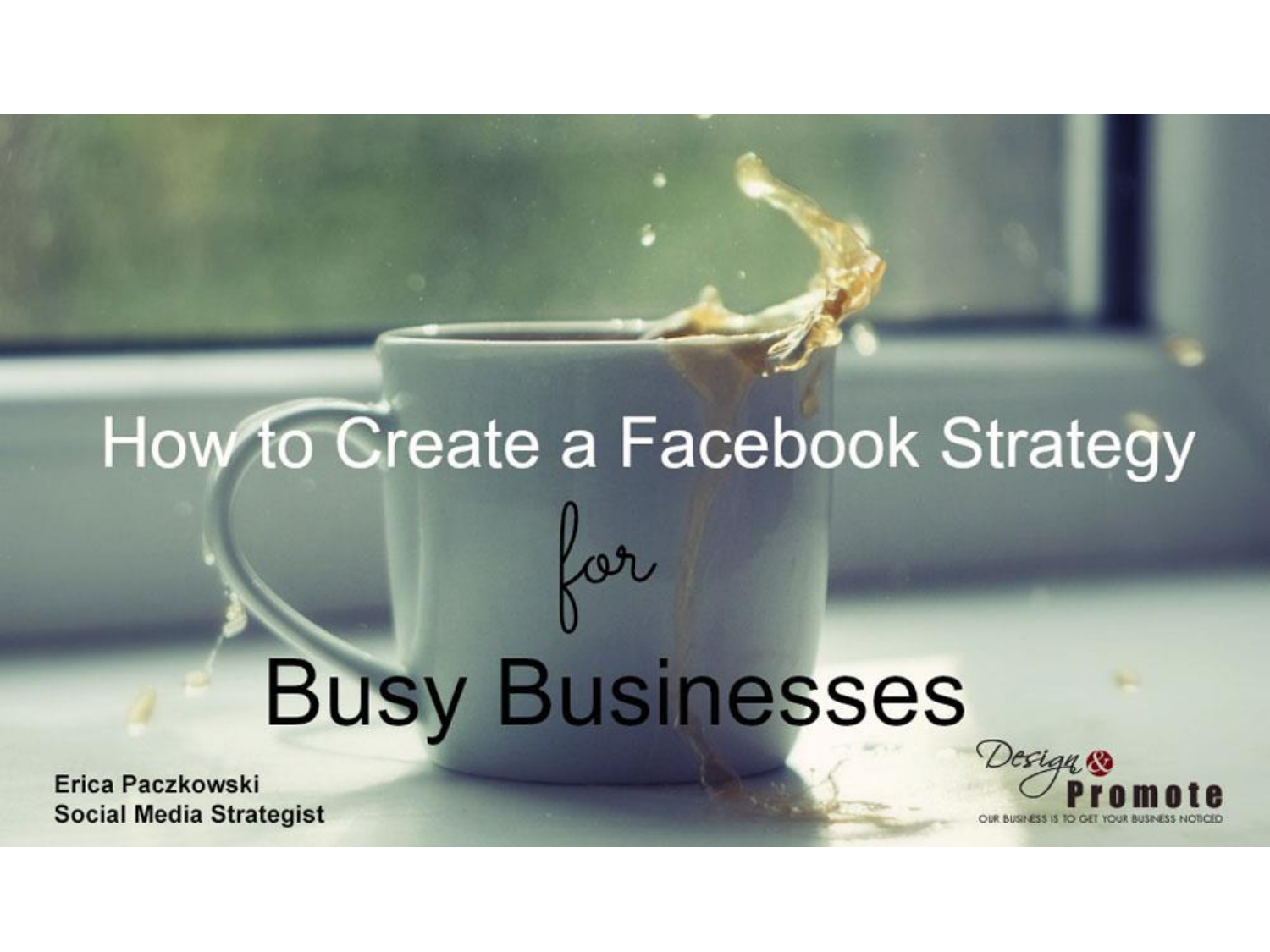# How to Create a Facebook Strategy *for* Busy Businesses

**Erica Paczkowski**
**Social Media Strategist**

Design & Promote
OUR BUSINESS IS TO GET YOUR BUSINESS NOTICED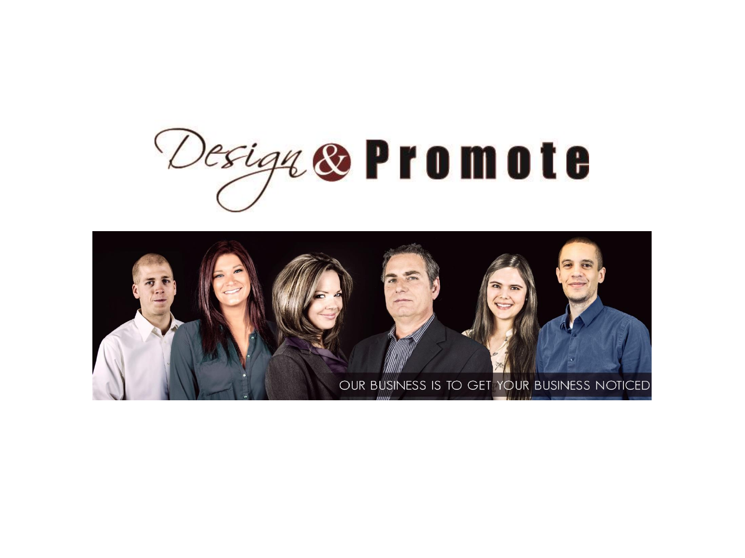# Design & Promote

OUR BUSINESS IS TO GET YOUR BUSINESS NOTICED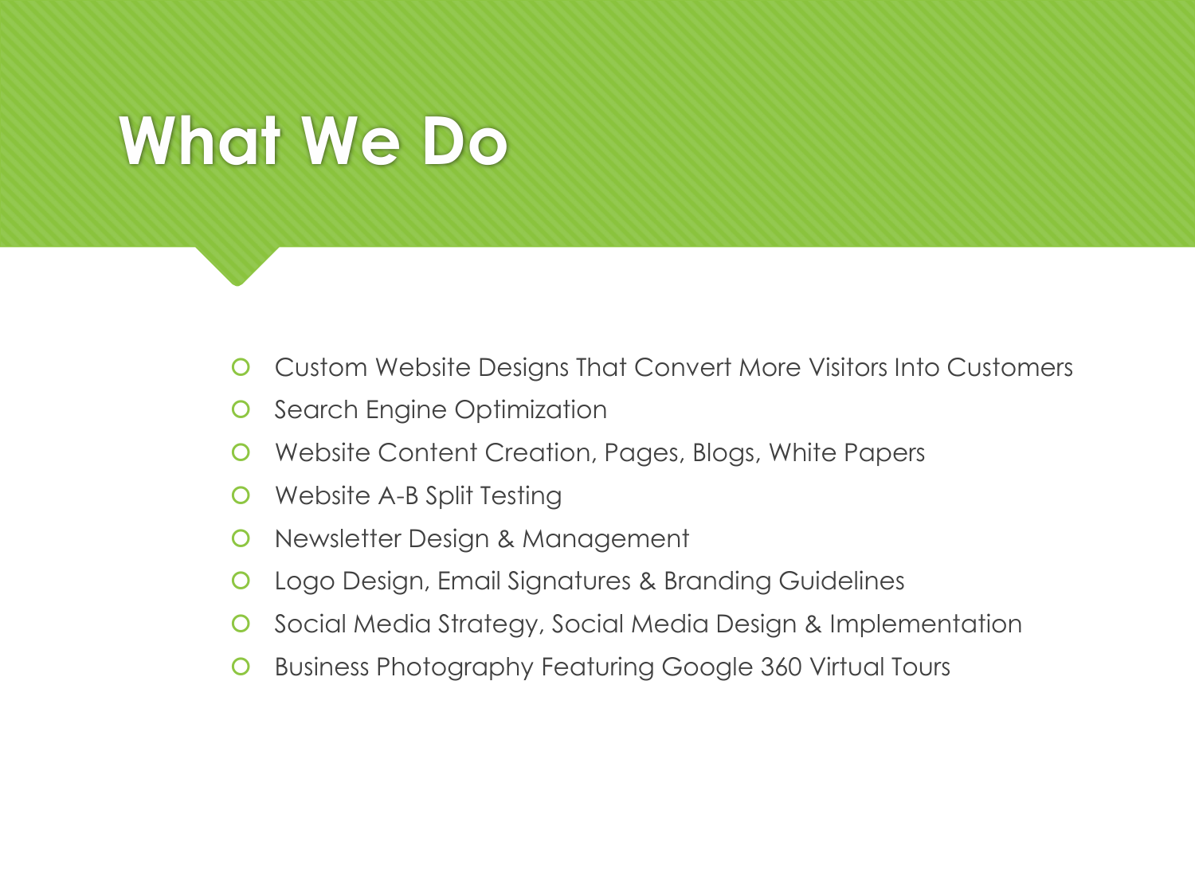# What We Do

- Custom Website Designs That Convert More Visitors Into Customers
- Search Engine Optimization
- Website Content Creation, Pages, Blogs, White Papers
- Website A-B Split Testing
- Newsletter Design & Management
- Logo Design, Email Signatures & Branding Guidelines
- Social Media Strategy, Social Media Design & Implementation
- Business Photography Featuring Google 360 Virtual Tours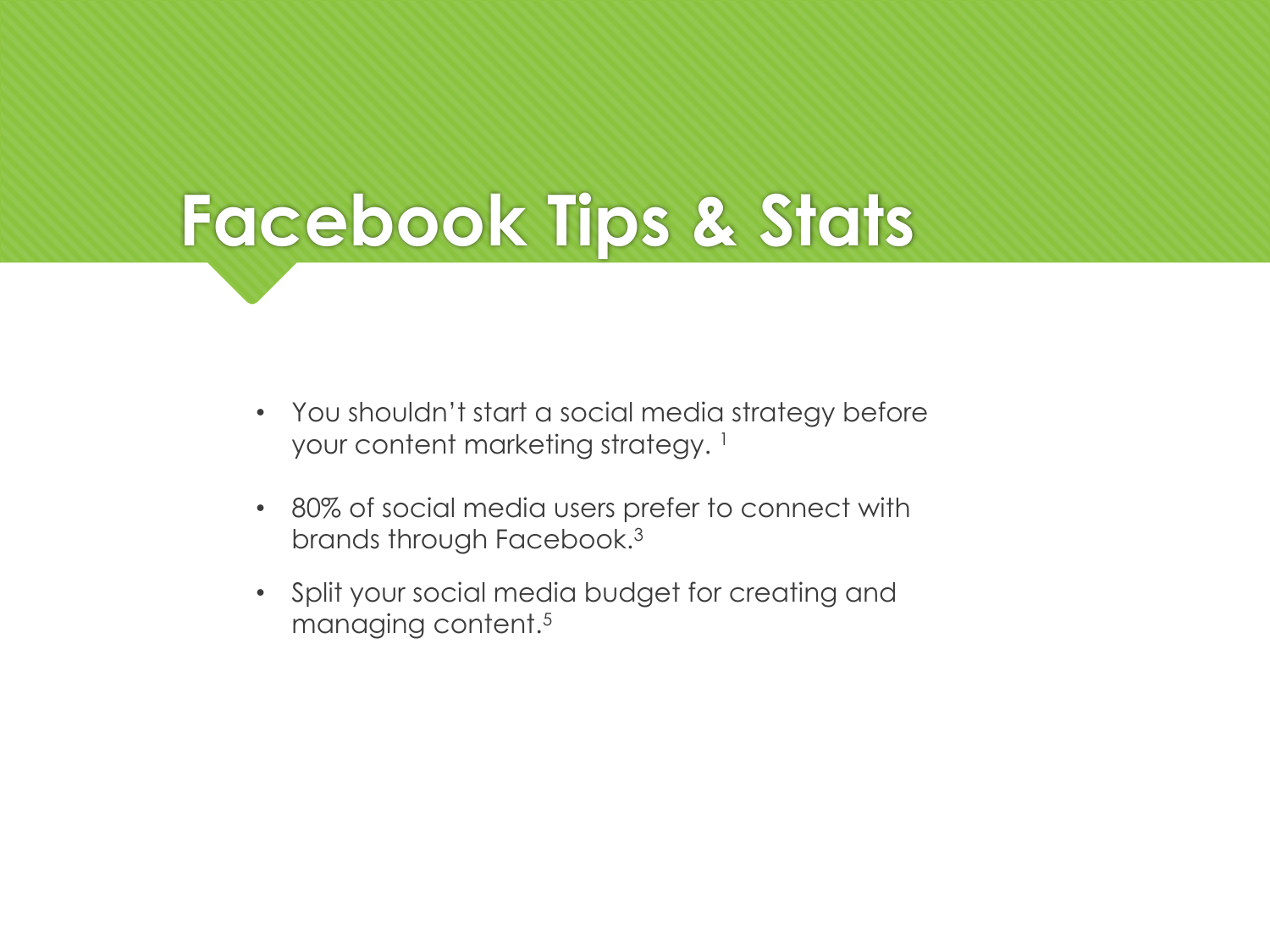# Facebook Tips & Stats

- You shouldn't start a social media strategy before your content marketing strategy. [1]
- 80% of social media users prefer to connect with brands through Facebook.[3]
- Split your social media budget for creating and managing content.[5]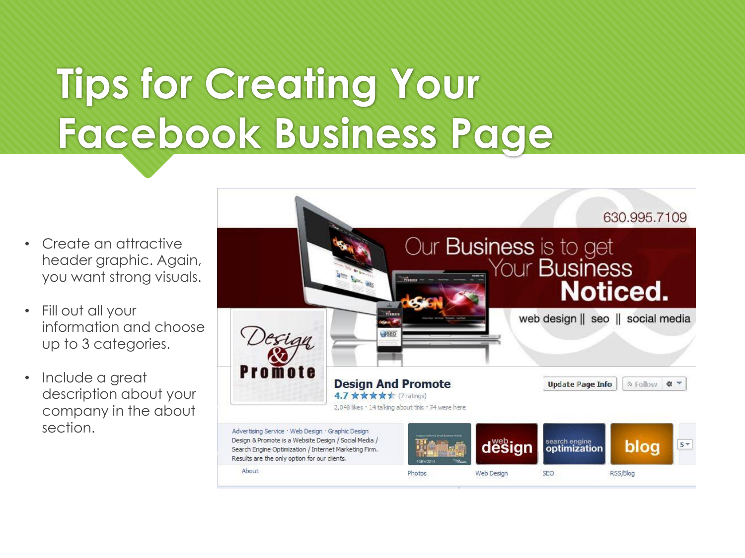# Tips for Creating Your Facebook Business Page

- Create an attractive header graphic. Again, you want strong visuals.
- Fill out all your information and choose up to 3 categories.
- Include a great description about your company in the about section.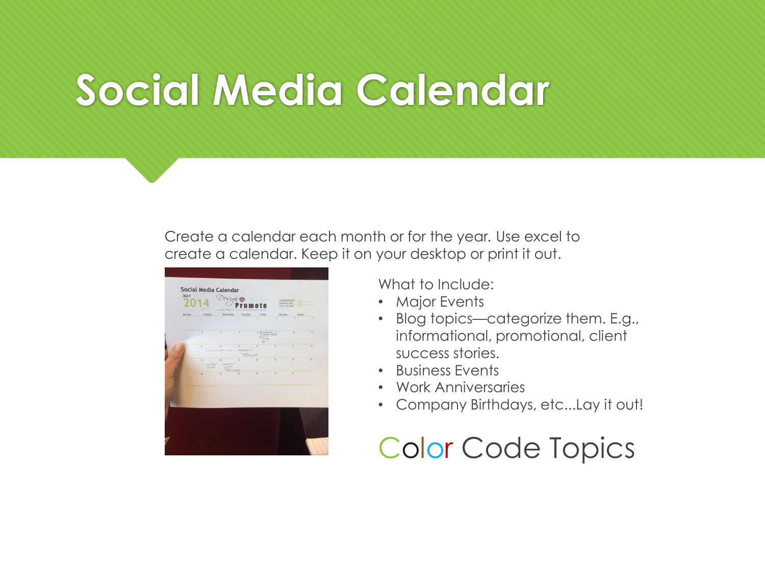# Social Media Calendar

Create a calendar each month or for the year. Use excel to create a calendar. Keep it on your desktop or print it out.

What to Include:

- Major Events
- Blog topics—categorize them. E.g., informational, promotional, client success stories.
- Business Events
- Work Anniversaries
- Company Birthdays, etc...Lay it out!

Color Code Topics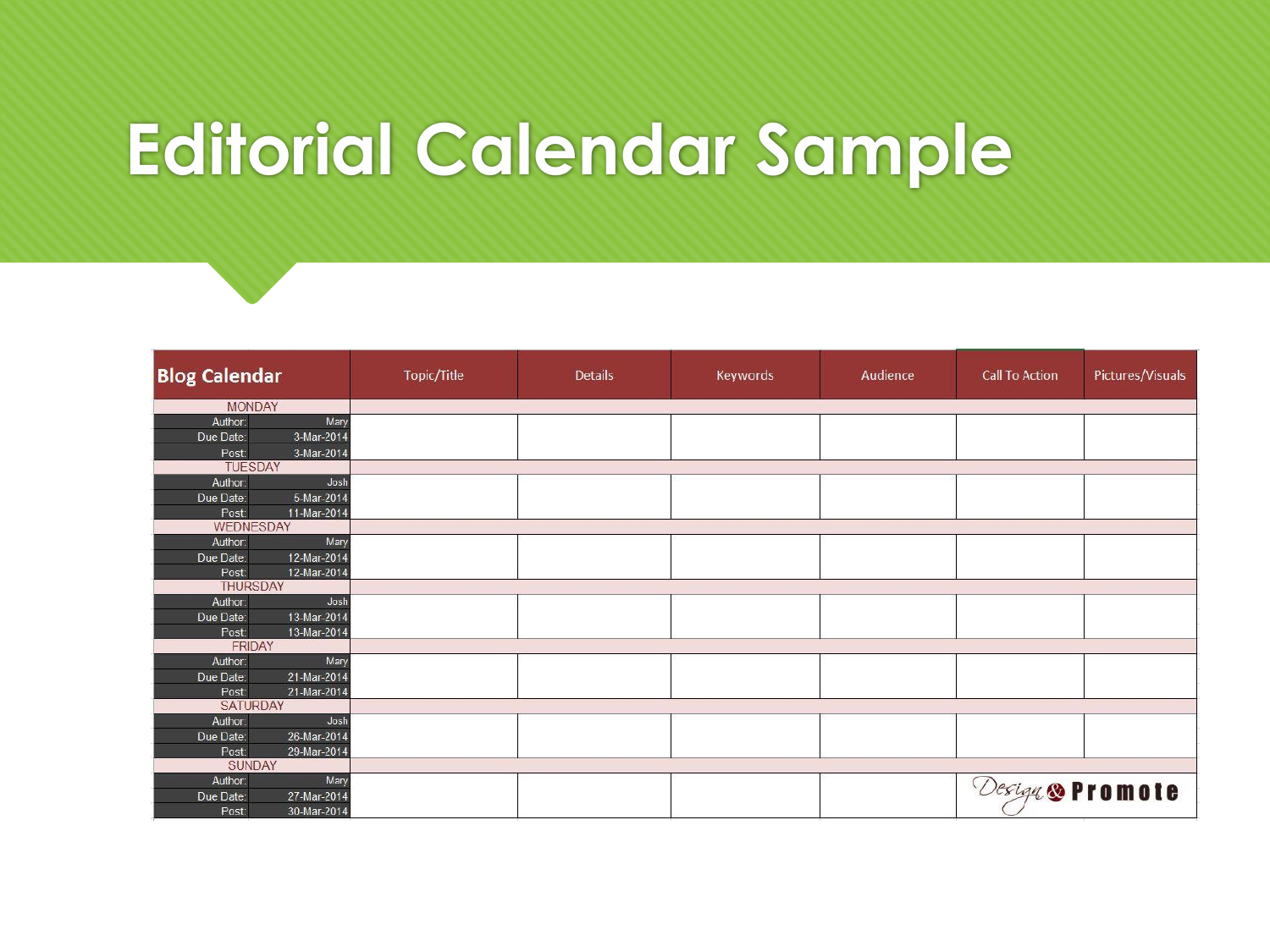# Editorial Calendar Sample

| Blog Calendar | | Topic/Title | Details | Keywords | Audience | Call To Action | Pictures/Visuals |
|---|---|---|---|---|---|---|---|
| MONDAY | | | | | | | |
| Author: | Mary | | | | | | |
| Due Date: | 3-Mar-2014 | | | | | | |
| Post: | 3-Mar-2014 | | | | | | |
| TUESDAY | | | | | | | |
| Author: | Josh | | | | | | |
| Due Date: | 5-Mar-2014 | | | | | | |
| Post: | 11-Mar-2014 | | | | | | |
| WEDNESDAY | | | | | | | |
| Author: | Mary | | | | | | |
| Due Date: | 12-Mar-2014 | | | | | | |
| Post: | 12-Mar-2014 | | | | | | |
| THURSDAY | | | | | | | |
| Author: | Josh | | | | | | |
| Due Date: | 13-Mar-2014 | | | | | | |
| Post: | 13-Mar-2014 | | | | | | |
| FRIDAY | | | | | | | |
| Author: | Mary | | | | | | |
| Due Date: | 21-Mar-2014 | | | | | | |
| Post: | 21-Mar-2014 | | | | | | |
| SATURDAY | | | | | | | |
| Author: | Josh | | | | | | |
| Due Date: | 26-Mar-2014 | | | | | | |
| Post: | 29-Mar-2014 | | | | | | |
| SUNDAY | | | | | | | |
| Author: | Mary | | | | | | |
| Due Date: | 27-Mar-2014 | | | | | | |
| Post: | 30-Mar-2014 | | | | | | |

Design & Promote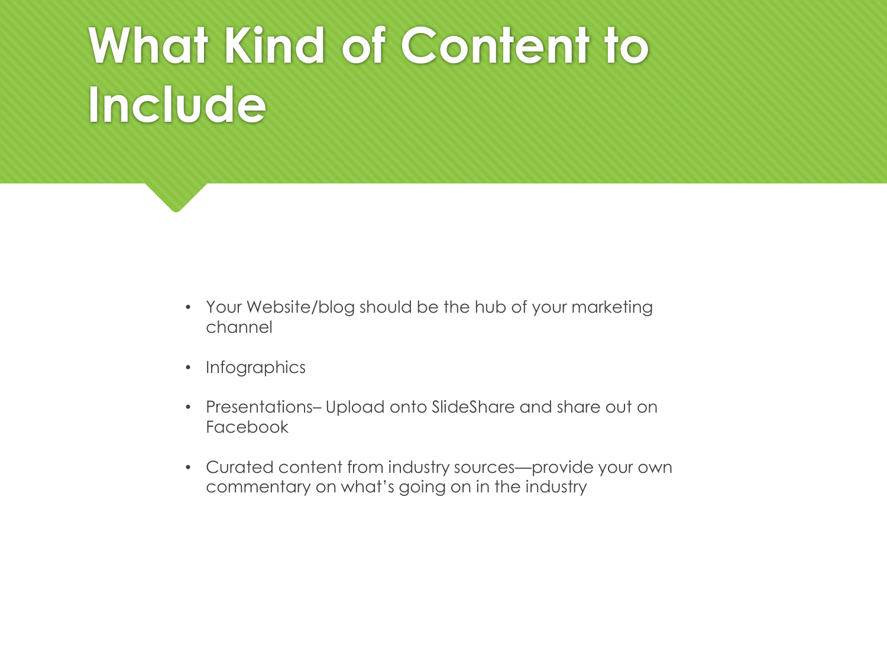# What Kind of Content to Include

- Your Website/blog should be the hub of your marketing channel
- Infographics
- Presentations– Upload onto SlideShare and share out on Facebook
- Curated content from industry sources—provide your own commentary on what's going on in the industry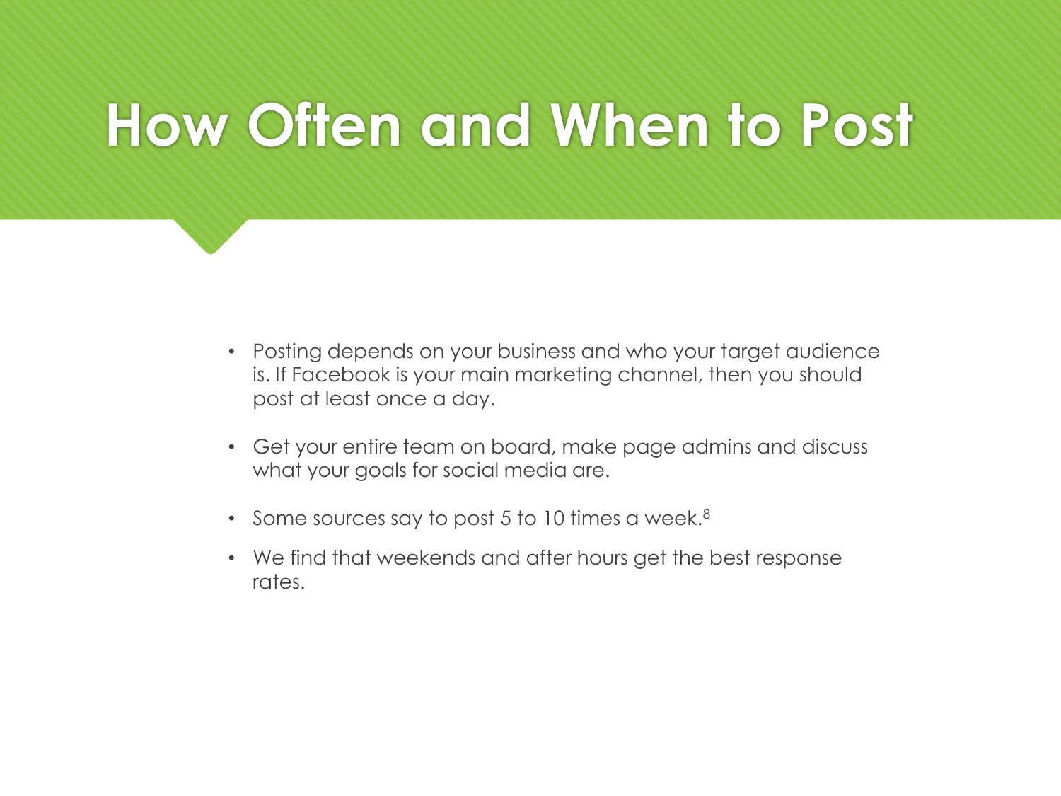# How Often and When to Post

- Posting depends on your business and who your target audience is. If Facebook is your main marketing channel, then you should post at least once a day.
- Get your entire team on board, make page admins and discuss what your goals for social media are.
- Some sources say to post 5 to 10 times a week.[8]
- We find that weekends and after hours get the best response rates.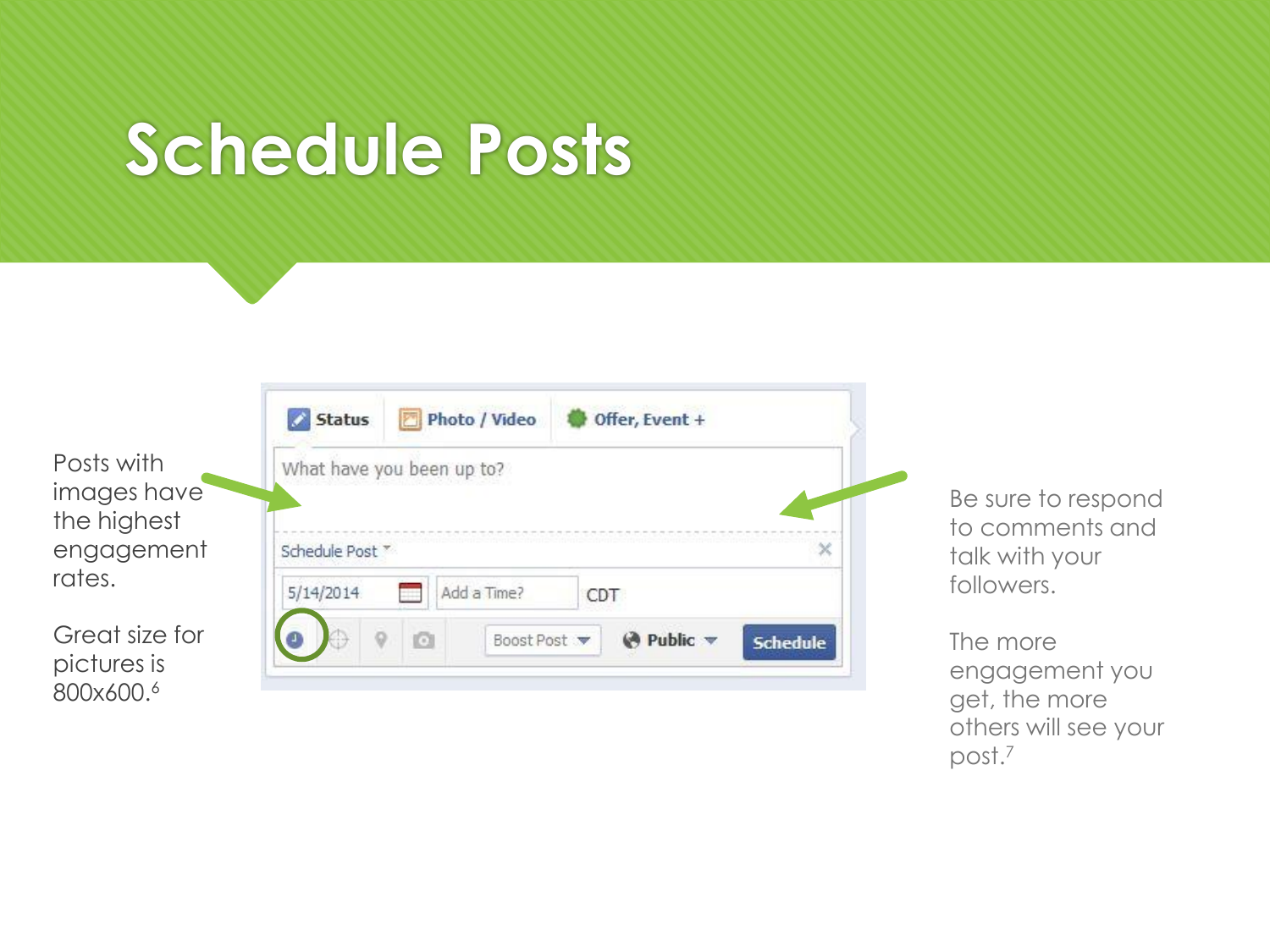# Schedule Posts

Posts with images have the highest engagement rates.

Great size for pictures is 800x600.[6]

Be sure to respond to comments and talk with your followers.

The more engagement you get, the more others will see your post.[7]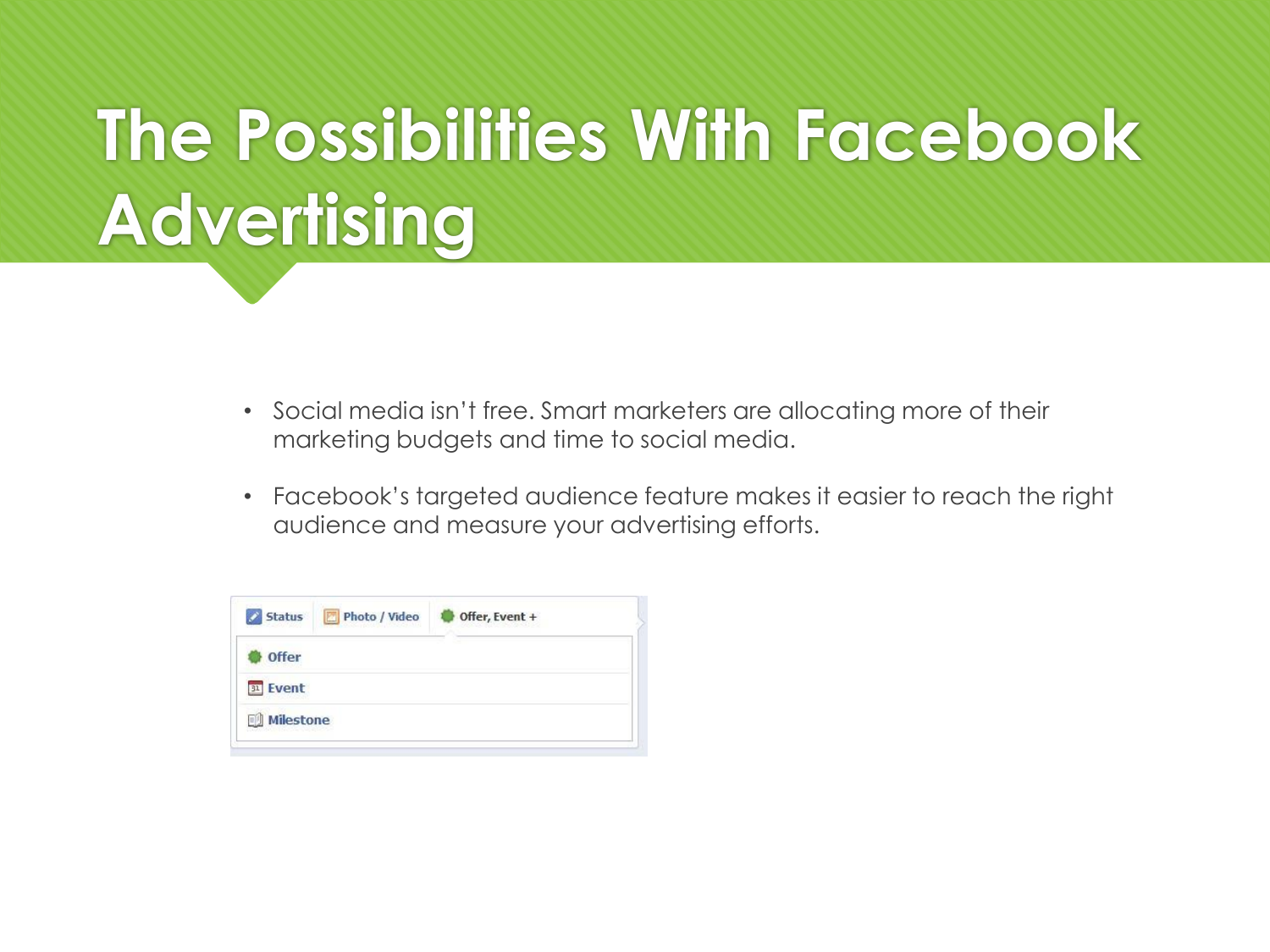# The Possibilities With Facebook Advertising

- Social media isn't free. Smart marketers are allocating more of their marketing budgets and time to social media.
- Facebook's targeted audience feature makes it easier to reach the right audience and measure your advertising efforts.

Status | Photo / Video | Offer, Event +

Offer

Event

Milestone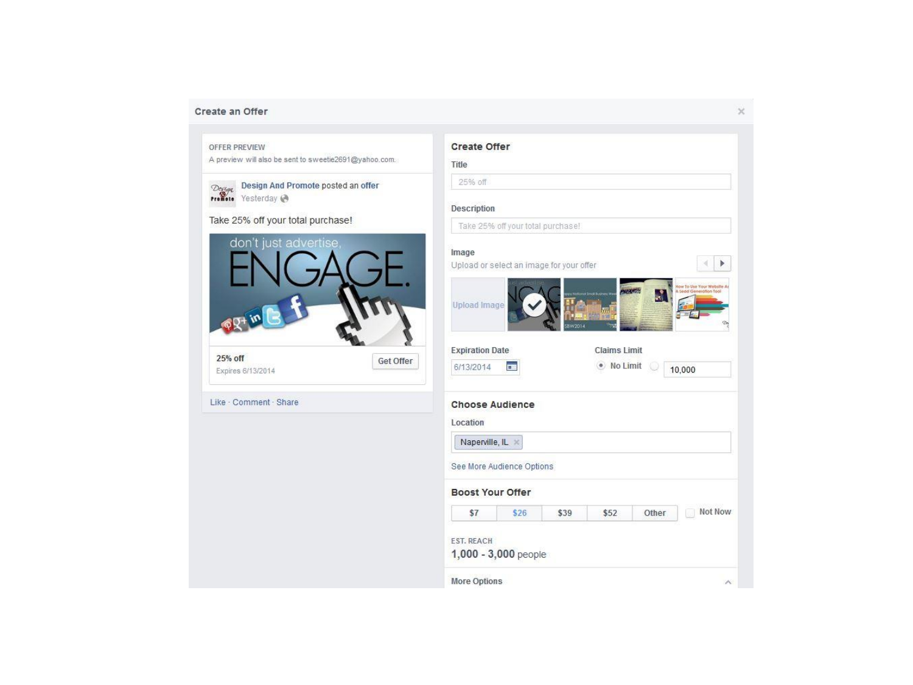Create an Offer

×

OFFER PREVIEW
A preview will also be sent to sweetie2691@yahoo.com.

Design And Promote posted an offer
Yesterday

Take 25% off your total purchase!

don't just advertise,
ENGAGE.

25% off
Expires 6/13/2014

Get Offer

Like · Comment · Share

## Create Offer

**Title**

25% off

**Description**

Take 25% off your total purchase!

**Image**

Upload or select an image for your offer

Upload Image

**Expiration Date**

6/13/2014

**Claims Limit**

No Limit

10,000

## Choose Audience

**Location**

Naperville, IL ×

See More Audience Options

## Boost Your Offer

| $7 | $26 | $39 | $52 | Other |
|---|---|---|---|---|

Not Now

EST. REACH
**1,000 - 3,000** people

More Options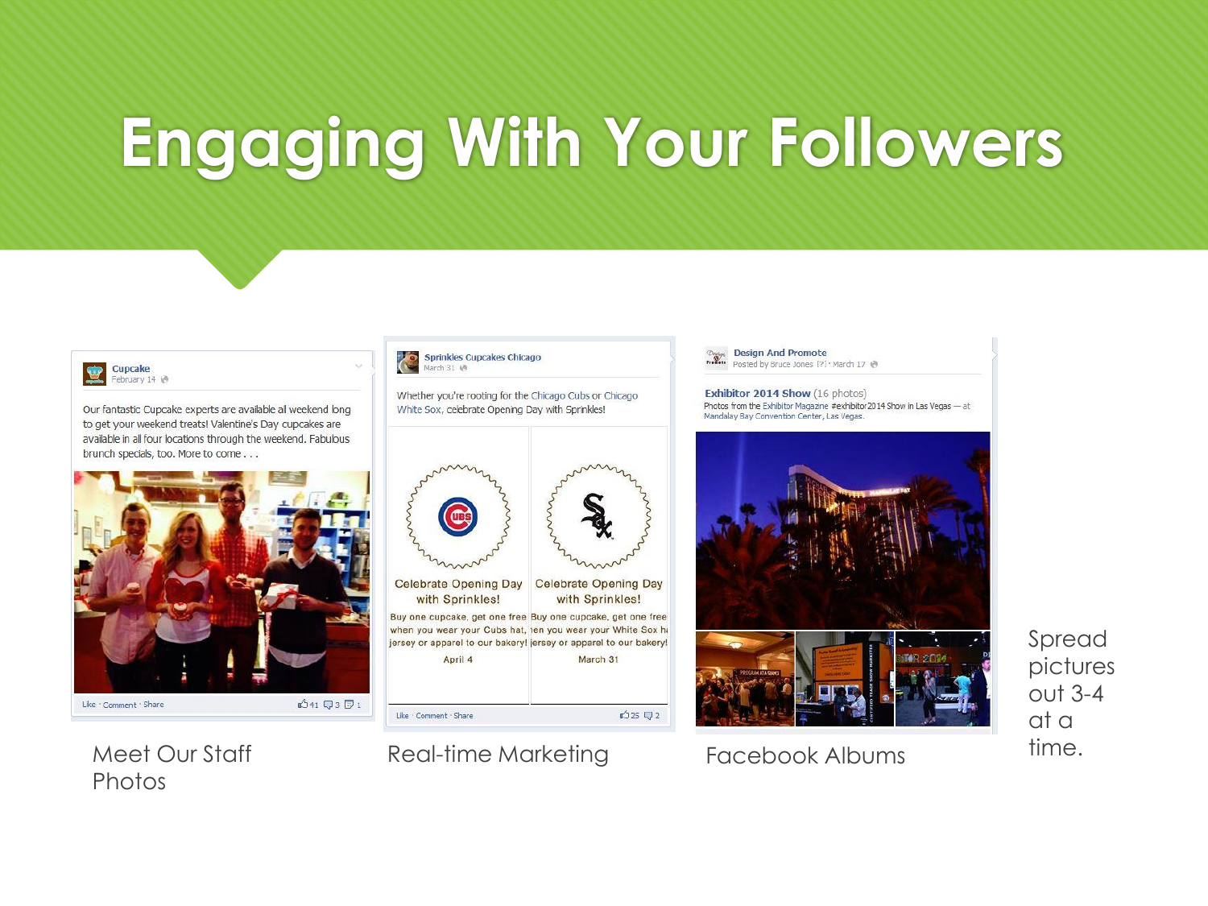# Engaging With Your Followers

**Cupcake**
February 14

Our fantastic Cupcake experts are available all weekend long to get your weekend treats! Valentine's Day cupcakes are available in all four locations through the weekend. Fabulous brunch specials, too. More to come . . .

Like · Comment · Share — 41 · 3 · 1

Meet Our Staff Photos

**Sprinkles Cupcakes Chicago**
March 31

Whether you're rooting for the Chicago Cubs or Chicago White Sox, celebrate Opening Day with Sprinkles!

Celebrate Opening Day with Sprinkles!
Buy one cupcake, get one free when you wear your Cubs hat, jersey or apparel to our bakery!
April 4

Celebrate Opening Day with Sprinkles!
Buy one cupcake, get one free when you wear your White Sox hat, jersey or apparel to our bakery!
March 31

Like · Comment · Share — 25 · 2

Real-time Marketing

**Design And Promote**
Posted by Bruce Jones [?] · March 17

**Exhibitor 2014 Show** (16 photos)
Photos from the Exhibitor Magazine #exhibitor2014 Show in Las Vegas — at Mandalay Bay Convention Center, Las Vegas.

Facebook Albums

Spread pictures out 3-4 at a time.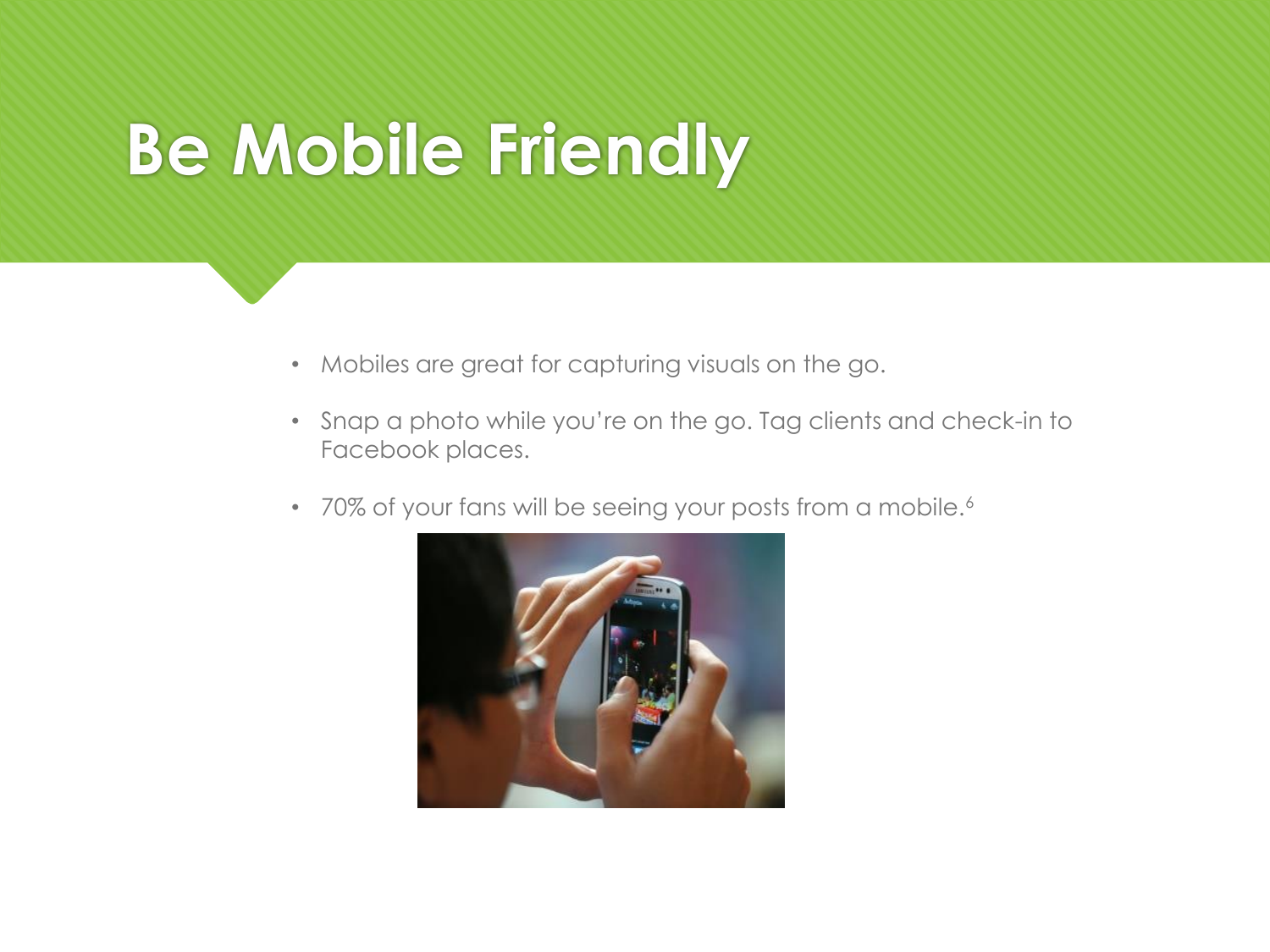# Be Mobile Friendly

- Mobiles are great for capturing visuals on the go.
- Snap a photo while you're on the go. Tag clients and check-in to Facebook places.
- 70% of your fans will be seeing your posts from a mobile.[6]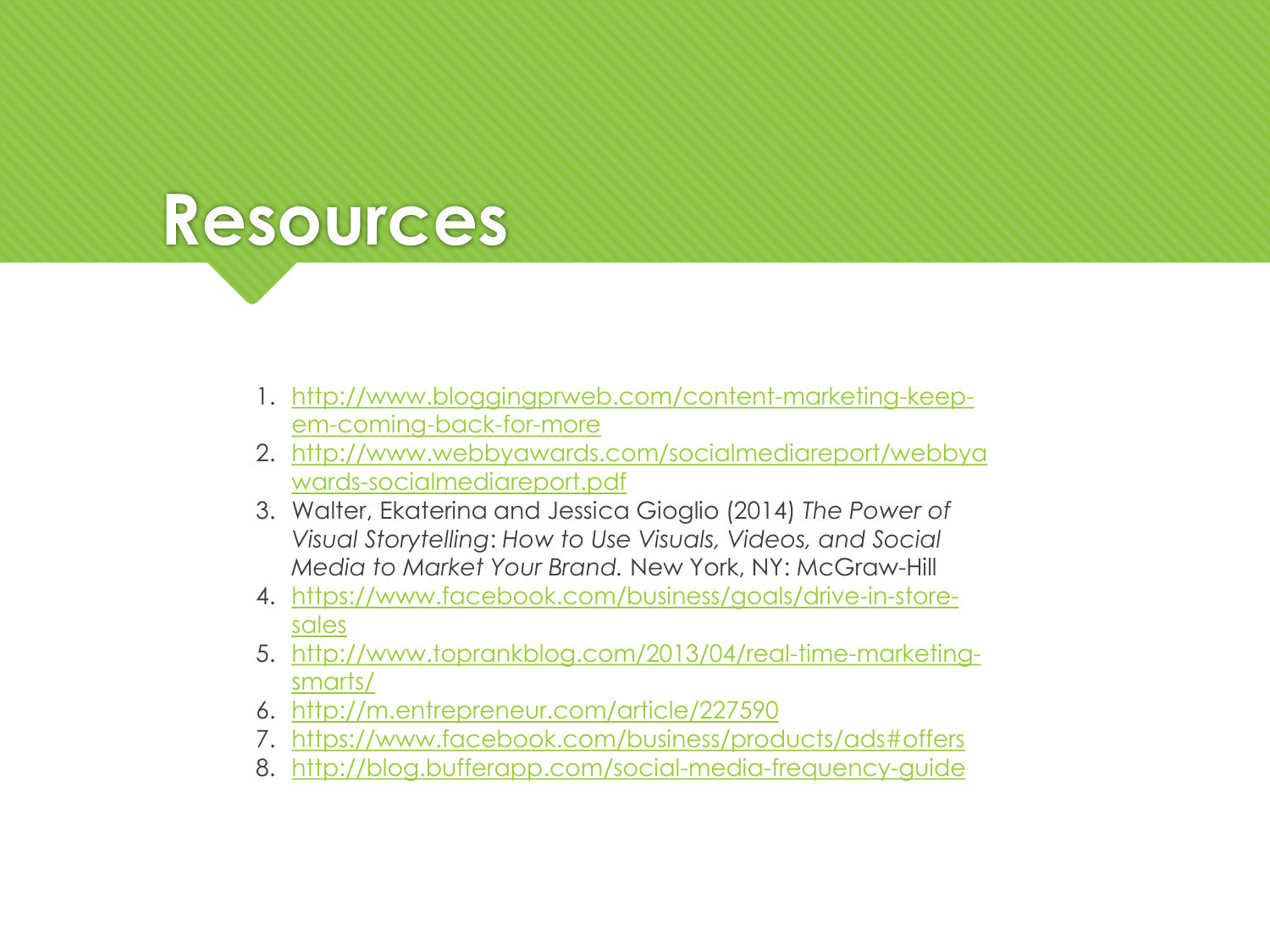# Resources

1. http://www.bloggingprweb.com/content-marketing-keep-em-coming-back-for-more
2. http://www.webbyawards.com/socialmediareport/webbyawards-socialmediareport.pdf
3. Walter, Ekaterina and Jessica Gioglio (2014) *The Power of Visual Storytelling*: *How to Use Visuals, Videos, and Social Media to Market Your Brand*. New York, NY: McGraw-Hill
4. https://www.facebook.com/business/goals/drive-in-store-sales
5. http://www.toprankblog.com/2013/04/real-time-marketing-smarts/
6. http://m.entrepreneur.com/article/227590
7. https://www.facebook.com/business/products/ads#offers
8. http://blog.bufferapp.com/social-media-frequency-guide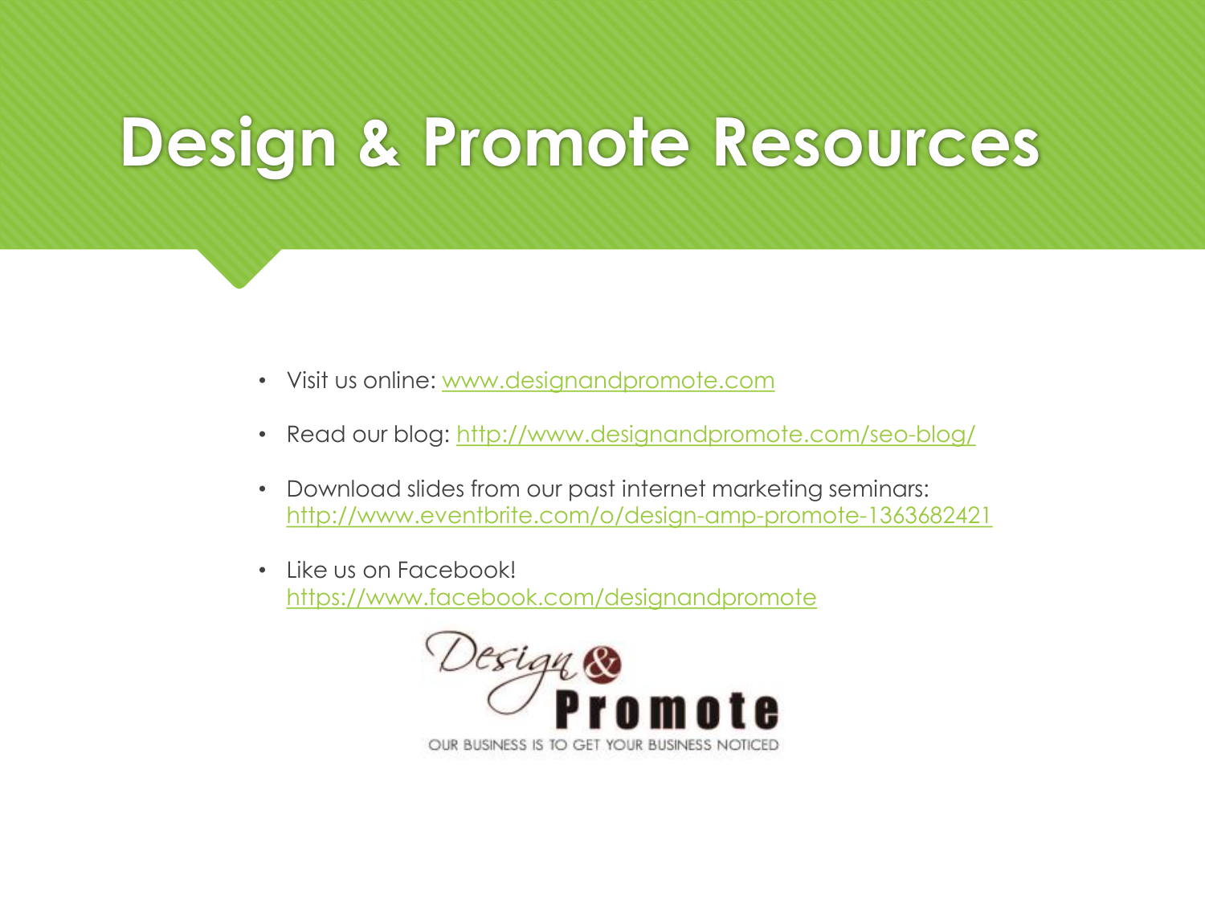# Design & Promote Resources

- Visit us online: www.designandpromote.com
- Read our blog: http://www.designandpromote.com/seo-blog/
- Download slides from our past internet marketing seminars: http://www.eventbrite.com/o/design-amp-promote-1363682421
- Like us on Facebook! https://www.facebook.com/designandpromote

Design & Promote

OUR BUSINESS IS TO GET YOUR BUSINESS NOTICED